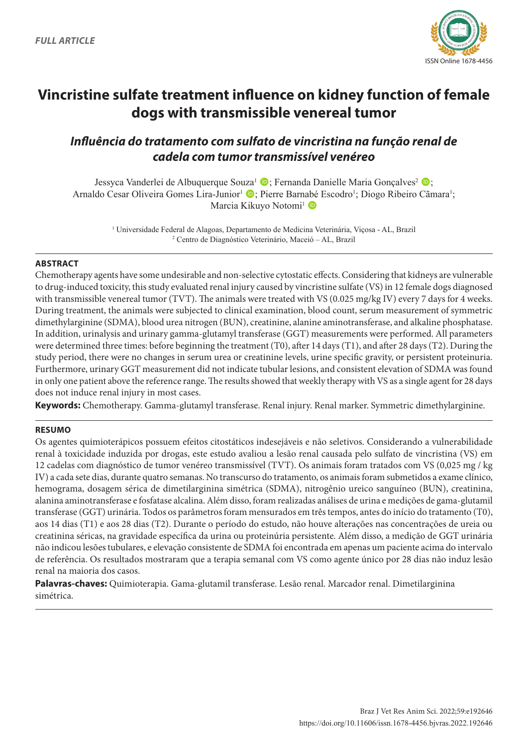*FULL ARTICLE*

ISSN Online 1678-4456

# Vincristine sulfate treatment influence on kidney function of female dogs with transmissible venereal tumor

## *Influência do tratamento com sulfato de vincristina na função renal de cadela com tumor transmissível venéreo*

Jessyca Vanderlei de Albuquerque Souza[1]; Fernanda Danielle Maria Gonçalves[2]; Arnaldo Cesar Oliveira Gomes Lira-Junior[1]; Pierre Barnabé Escodro[1]; Diogo Ribeiro Câmara[1]; Marcia Kikuyo Notomi[1]

[1] Universidade Federal de Alagoas, Departamento de Medicina Veterinária, Viçosa - AL, Brazil
[2] Centro de Diagnóstico Veterinário, Maceió – AL, Brazil

### ABSTRACT

Chemotherapy agents have some undesirable and non-selective cytostatic effects. Considering that kidneys are vulnerable to drug-induced toxicity, this study evaluated renal injury caused by vincristine sulfate (VS) in 12 female dogs diagnosed with transmissible venereal tumor (TVT). The animals were treated with VS (0.025 mg/kg IV) every 7 days for 4 weeks. During treatment, the animals were subjected to clinical examination, blood count, serum measurement of symmetric dimethylarginine (SDMA), blood urea nitrogen (BUN), creatinine, alanine aminotransferase, and alkaline phosphatase. In addition, urinalysis and urinary gamma-glutamyl transferase (GGT) measurements were performed. All parameters were determined three times: before beginning the treatment (T0), after 14 days (T1), and after 28 days (T2). During the study period, there were no changes in serum urea or creatinine levels, urine specific gravity, or persistent proteinuria. Furthermore, urinary GGT measurement did not indicate tubular lesions, and consistent elevation of SDMA was found in only one patient above the reference range. The results showed that weekly therapy with VS as a single agent for 28 days does not induce renal injury in most cases.

**Keywords:** Chemotherapy. Gamma-glutamyl transferase. Renal injury. Renal marker. Symmetric dimethylarginine.

### RESUMO

Os agentes quimioterápicos possuem efeitos citostáticos indesejáveis e não seletivos. Considerando a vulnerabilidade renal à toxicidade induzida por drogas, este estudo avaliou a lesão renal causada pelo sulfato de vincristina (VS) em 12 cadelas com diagnóstico de tumor venéreo transmissível (TVT). Os animais foram tratados com VS (0,025 mg / kg IV) a cada sete dias, durante quatro semanas. No transcurso do tratamento, os animais foram submetidos a exame clínico, hemograma, dosagem sérica de dimetilarginina simétrica (SDMA), nitrogênio ureico sanguíneo (BUN), creatinina, alanina aminotransferase e fosfatase alcalina. Além disso, foram realizadas análises de urina e medições de gama-glutamil transferase (GGT) urinária. Todos os parâmetros foram mensurados em três tempos, antes do início do tratamento (T0), aos 14 dias (T1) e aos 28 dias (T2). Durante o período do estudo, não houve alterações nas concentrações de ureia ou creatinina séricas, na gravidade específica da urina ou proteinúria persistente. Além disso, a medição de GGT urinária não indicou lesões tubulares, e elevação consistente de SDMA foi encontrada em apenas um paciente acima do intervalo de referência. Os resultados mostraram que a terapia semanal com VS como agente único por 28 dias não induz lesão renal na maioria dos casos.

**Palavras-chaves:** Quimioterapia. Gama-glutamil transferase. Lesão renal. Marcador renal. Dimetilarginina simétrica.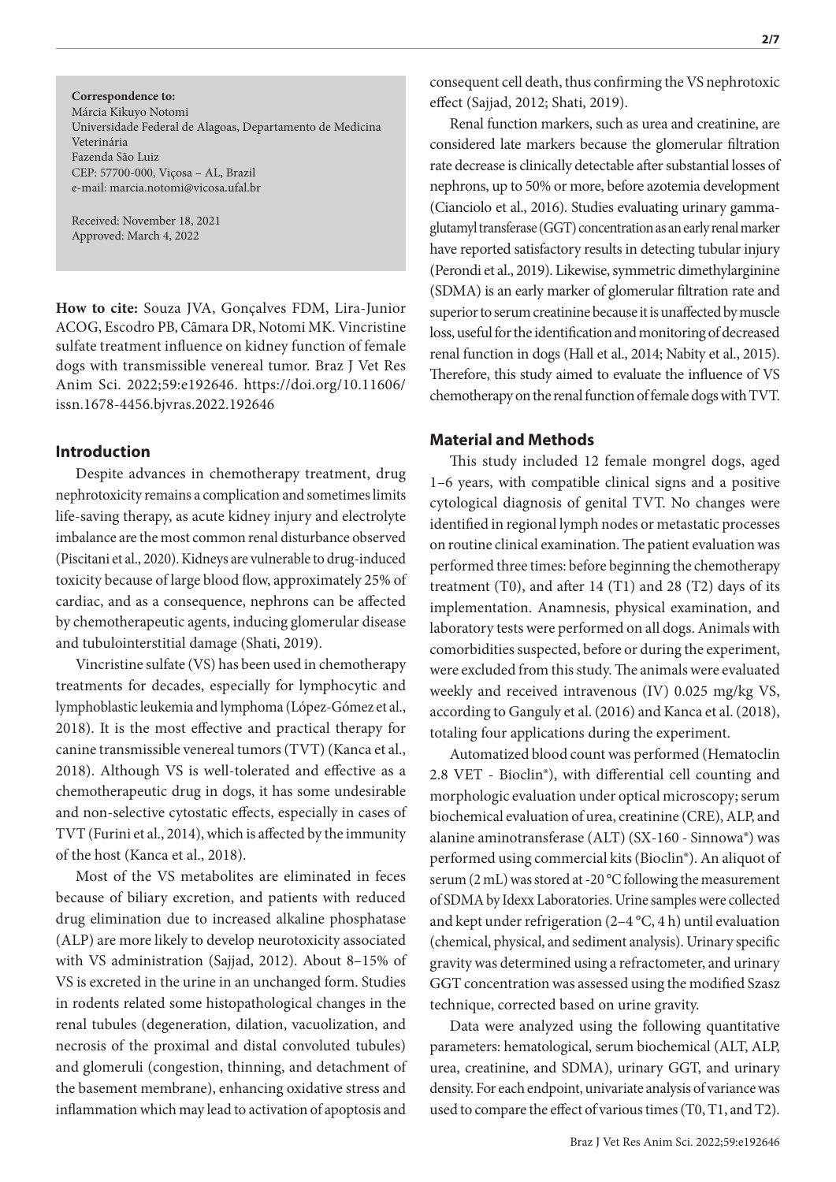**Correspondence to:**
Márcia Kikuyo Notomi
Universidade Federal de Alagoas, Departamento de Medicina Veterinária
Fazenda São Luiz
CEP: 57700-000, Viçosa – AL, Brazil
e-mail: marcia.notomi@vicosa.ufal.br

Received: November 18, 2021
Approved: March 4, 2022

**How to cite:** Souza JVA, Gonçalves FDM, Lira-Junior ACOG, Escodro PB, Câmara DR, Notomi MK. Vincristine sulfate treatment influence on kidney function of female dogs with transmissible venereal tumor. Braz J Vet Res Anim Sci. 2022;59:e192646. https://doi.org/10.11606/issn.1678-4456.bjvras.2022.192646

## Introduction

Despite advances in chemotherapy treatment, drug nephrotoxicity remains a complication and sometimes limits life-saving therapy, as acute kidney injury and electrolyte imbalance are the most common renal disturbance observed (Piscitani et al., 2020). Kidneys are vulnerable to drug-induced toxicity because of large blood flow, approximately 25% of cardiac, and as a consequence, nephrons can be affected by chemotherapeutic agents, inducing glomerular disease and tubulointerstitial damage (Shati, 2019).

Vincristine sulfate (VS) has been used in chemotherapy treatments for decades, especially for lymphocytic and lymphoblastic leukemia and lymphoma (López-Gómez et al., 2018). It is the most effective and practical therapy for canine transmissible venereal tumors (TVT) (Kanca et al., 2018). Although VS is well-tolerated and effective as a chemotherapeutic drug in dogs, it has some undesirable and non-selective cytostatic effects, especially in cases of TVT (Furini et al., 2014), which is affected by the immunity of the host (Kanca et al., 2018).

Most of the VS metabolites are eliminated in feces because of biliary excretion, and patients with reduced drug elimination due to increased alkaline phosphatase (ALP) are more likely to develop neurotoxicity associated with VS administration (Sajjad, 2012). About 8–15% of VS is excreted in the urine in an unchanged form. Studies in rodents related some histopathological changes in the renal tubules (degeneration, dilation, vacuolization, and necrosis of the proximal and distal convoluted tubules) and glomeruli (congestion, thinning, and detachment of the basement membrane), enhancing oxidative stress and inflammation which may lead to activation of apoptosis and consequent cell death, thus confirming the VS nephrotoxic effect (Sajjad, 2012; Shati, 2019).

Renal function markers, such as urea and creatinine, are considered late markers because the glomerular filtration rate decrease is clinically detectable after substantial losses of nephrons, up to 50% or more, before azotemia development (Cianciolo et al., 2016). Studies evaluating urinary gamma-glutamyl transferase (GGT) concentration as an early renal marker have reported satisfactory results in detecting tubular injury (Perondi et al., 2019). Likewise, symmetric dimethylarginine (SDMA) is an early marker of glomerular filtration rate and superior to serum creatinine because it is unaffected by muscle loss, useful for the identification and monitoring of decreased renal function in dogs (Hall et al., 2014; Nabity et al., 2015). Therefore, this study aimed to evaluate the influence of VS chemotherapy on the renal function of female dogs with TVT.

## Material and Methods

This study included 12 female mongrel dogs, aged 1–6 years, with compatible clinical signs and a positive cytological diagnosis of genital TVT. No changes were identified in regional lymph nodes or metastatic processes on routine clinical examination. The patient evaluation was performed three times: before beginning the chemotherapy treatment (T0), and after 14 (T1) and 28 (T2) days of its implementation. Anamnesis, physical examination, and laboratory tests were performed on all dogs. Animals with comorbidities suspected, before or during the experiment, were excluded from this study. The animals were evaluated weekly and received intravenous (IV) 0.025 mg/kg VS, according to Ganguly et al. (2016) and Kanca et al. (2018), totaling four applications during the experiment.

Automatized blood count was performed (Hematoclin 2.8 VET - Bioclin®), with differential cell counting and morphologic evaluation under optical microscopy; serum biochemical evaluation of urea, creatinine (CRE), ALP, and alanine aminotransferase (ALT) (SX-160 - Sinnowa®) was performed using commercial kits (Bioclin®). An aliquot of serum (2 mL) was stored at -20 °C following the measurement of SDMA by Idexx Laboratories. Urine samples were collected and kept under refrigeration (2–4 °C, 4 h) until evaluation (chemical, physical, and sediment analysis). Urinary specific gravity was determined using a refractometer, and urinary GGT concentration was assessed using the modified Szasz technique, corrected based on urine gravity.

Data were analyzed using the following quantitative parameters: hematological, serum biochemical (ALT, ALP, urea, creatinine, and SDMA), urinary GGT, and urinary density. For each endpoint, univariate analysis of variance was used to compare the effect of various times (T0, T1, and T2).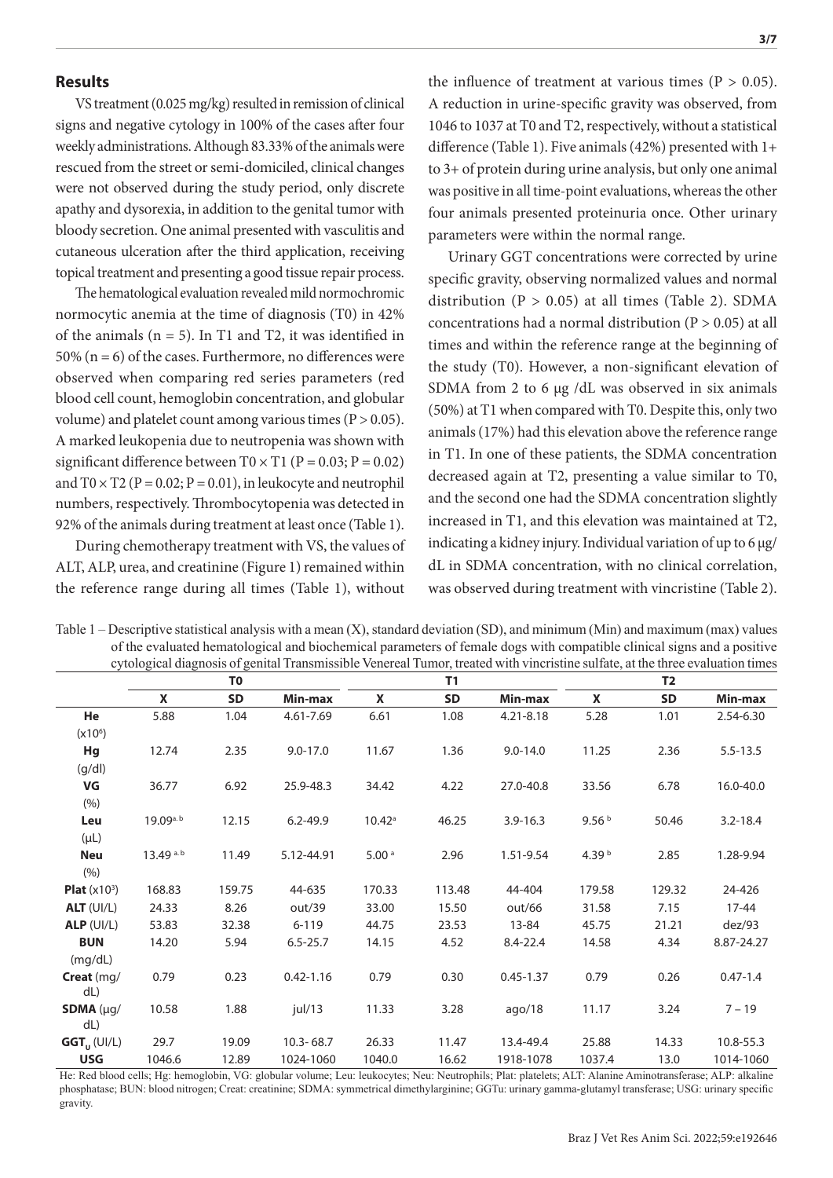## Results

VS treatment (0.025 mg/kg) resulted in remission of clinical signs and negative cytology in 100% of the cases after four weekly administrations. Although 83.33% of the animals were rescued from the street or semi-domiciled, clinical changes were not observed during the study period, only discrete apathy and dysorexia, in addition to the genital tumor with bloody secretion. One animal presented with vasculitis and cutaneous ulceration after the third application, receiving topical treatment and presenting a good tissue repair process.

The hematological evaluation revealed mild normochromic normocytic anemia at the time of diagnosis (T0) in 42% of the animals (n = 5). In T1 and T2, it was identified in 50% (n = 6) of the cases. Furthermore, no differences were observed when comparing red series parameters (red blood cell count, hemoglobin concentration, and globular volume) and platelet count among various times ($P > 0.05$). A marked leukopenia due to neutropenia was shown with significant difference between T0 × T1 ($P = 0.03$; $P = 0.02$) and T0 × T2 ($P = 0.02$; $P = 0.01$), in leukocyte and neutrophil numbers, respectively. Thrombocytopenia was detected in 92% of the animals during treatment at least once (Table 1).

During chemotherapy treatment with VS, the values of ALT, ALP, urea, and creatinine (Figure 1) remained within the reference range during all times (Table 1), without the influence of treatment at various times ($P > 0.05$). A reduction in urine-specific gravity was observed, from 1046 to 1037 at T0 and T2, respectively, without a statistical difference (Table 1). Five animals (42%) presented with 1+ to 3+ of protein during urine analysis, but only one animal was positive in all time-point evaluations, whereas the other four animals presented proteinuria once. Other urinary parameters were within the normal range.

Urinary GGT concentrations were corrected by urine specific gravity, observing normalized values and normal distribution ($P > 0.05$) at all times (Table 2). SDMA concentrations had a normal distribution ($P > 0.05$) at all times and within the reference range at the beginning of the study (T0). However, a non-significant elevation of SDMA from 2 to 6 µg /dL was observed in six animals (50%) at T1 when compared with T0. Despite this, only two animals (17%) had this elevation above the reference range in T1. In one of these patients, the SDMA concentration decreased again at T2, presenting a value similar to T0, and the second one had the SDMA concentration slightly increased in T1, and this elevation was maintained at T2, indicating a kidney injury. Individual variation of up to 6 µg/dL in SDMA concentration, with no clinical correlation, was observed during treatment with vincristine (Table 2).

Table 1 – Descriptive statistical analysis with a mean (X), standard deviation (SD), and minimum (Min) and maximum (max) values of the evaluated hematological and biochemical parameters of female dogs with compatible clinical signs and a positive cytological diagnosis of genital Transmissible Venereal Tumor, treated with vincristine sulfate, at the three evaluation times

| | T0 | | | T1 | | | T2 | | |
|---|---|---|---|---|---|---|---|---|---|
| | **X** | **SD** | **Min-max** | **X** | **SD** | **Min-max** | **X** | **SD** | **Min-max** |
| **He** ($x10^6$) | 5.88 | 1.04 | 4.61-7.69 | 6.61 | 1.08 | 4.21-8.18 | 5.28 | 1.01 | 2.54-6.30 |
| **Hg** (g/dl) | 12.74 | 2.35 | 9.0-17.0 | 11.67 | 1.36 | 9.0-14.0 | 11.25 | 2.36 | 5.5-13.5 |
| **VG** (%) | 36.77 | 6.92 | 25.9-48.3 | 34.42 | 4.22 | 27.0-40.8 | 33.56 | 6.78 | 16.0-40.0 |
| **Leu** (µL) | 19.09[a, b] | 12.15 | 6.2-49.9 | 10.42[a] | 46.25 | 3.9-16.3 | 9.56[b] | 50.46 | 3.2-18.4 |
| **Neu** (%) | 13.49[a, b] | 11.49 | 5.12-44.91 | 5.00[a] | 2.96 | 1.51-9.54 | 4.39[b] | 2.85 | 1.28-9.94 |
| **Plat** ($x10^3$) | 168.83 | 159.75 | 44-635 | 170.33 | 113.48 | 44-404 | 179.58 | 129.32 | 24-426 |
| **ALT** (UI/L) | 24.33 | 8.26 | out/39 | 33.00 | 15.50 | out/66 | 31.58 | 7.15 | 17-44 |
| **ALP** (UI/L) | 53.83 | 32.38 | 6-119 | 44.75 | 23.53 | 13-84 | 45.75 | 21.21 | dez/93 |
| **BUN** (mg/dL) | 14.20 | 5.94 | 6.5-25.7 | 14.15 | 4.52 | 8.4-22.4 | 14.58 | 4.34 | 8.87-24.27 |
| **Creat** (mg/dL) | 0.79 | 0.23 | 0.42-1.16 | 0.79 | 0.30 | 0.45-1.37 | 0.79 | 0.26 | 0.47-1.4 |
| **SDMA** (µg/dL) | 10.58 | 1.88 | jul/13 | 11.33 | 3.28 | ago/18 | 11.17 | 3.24 | 7 – 19 |
| **$GGT_U$** (UI/L) | 29.7 | 19.09 | 10.3- 68.7 | 26.33 | 11.47 | 13.4-49.4 | 25.88 | 14.33 | 10.8-55.3 |
| **USG** | 1046.6 | 12.89 | 1024-1060 | 1040.0 | 16.62 | 1918-1078 | 1037.4 | 13.0 | 1014-1060 |

He: Red blood cells; Hg: hemoglobin, VG: globular volume; Leu: leukocytes; Neu: Neutrophils; Plat: platelets; ALT: Alanine Aminotransferase; ALP: alkaline phosphatase; BUN: blood nitrogen; Creat: creatinine; SDMA: symmetrical dimethylarginine; GGTu: urinary gamma-glutamyl transferase; USG: urinary specific gravity.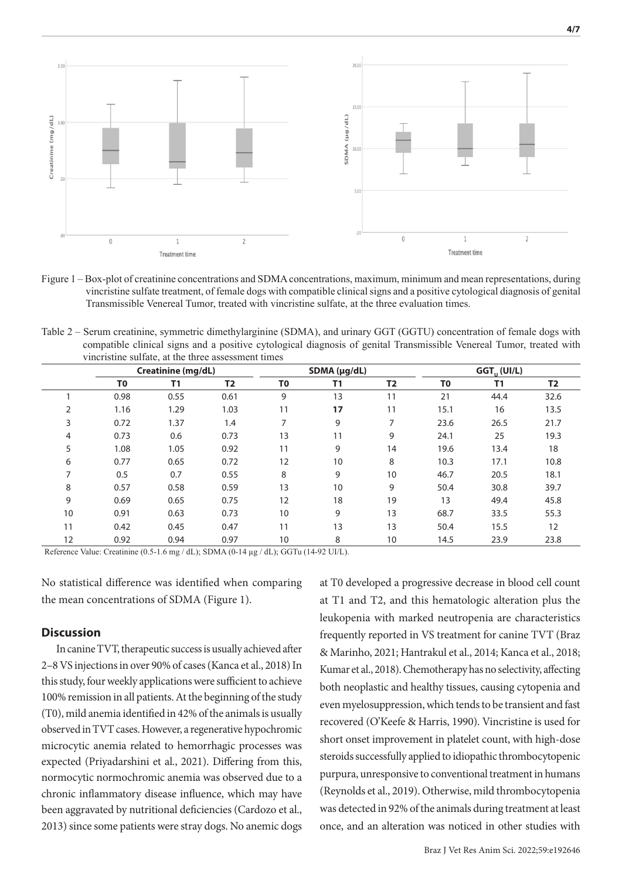Figure 1 – Box-plot of creatinine concentrations and SDMA concentrations, maximum, minimum and mean representations, during vincristine sulfate treatment, of female dogs with compatible clinical signs and a positive cytological diagnosis of genital Transmissible Venereal Tumor, treated with vincristine sulfate, at the three evaluation times.

Table 2 – Serum creatinine, symmetric dimethylarginine (SDMA), and urinary GGT (GGTU) concentration of female dogs with compatible clinical signs and a positive cytological diagnosis of genital Transmissible Venereal Tumor, treated with vincristine sulfate, at the three assessment times

| | Creatinine (mg/dL) | | | SDMA (µg/dL) | | | $GGT_U$ (UI/L) | | |
|---|---|---|---|---|---|---|---|---|---|
| | T0 | T1 | T2 | T0 | T1 | T2 | T0 | T1 | T2 |
| 1 | 0.98 | 0.55 | 0.61 | 9 | 13 | 11 | 21 | 44.4 | 32.6 |
| 2 | 1.16 | 1.29 | 1.03 | 11 | **17** | 11 | 15.1 | 16 | 13.5 |
| 3 | 0.72 | 1.37 | 1.4 | 7 | 9 | 7 | 23.6 | 26.5 | 21.7 |
| 4 | 0.73 | 0.6 | 0.73 | 13 | 11 | 9 | 24.1 | 25 | 19.3 |
| 5 | 1.08 | 1.05 | 0.92 | 11 | 9 | 14 | 19.6 | 13.4 | 18 |
| 6 | 0.77 | 0.65 | 0.72 | 12 | 10 | 8 | 10.3 | 17.1 | 10.8 |
| 7 | 0.5 | 0.7 | 0.55 | 8 | 9 | 10 | 46.7 | 20.5 | 18.1 |
| 8 | 0.57 | 0.58 | 0.59 | 13 | 10 | 9 | 50.4 | 30.8 | 39.7 |
| 9 | 0.69 | 0.65 | 0.75 | 12 | 18 | 19 | 13 | 49.4 | 45.8 |
| 10 | 0.91 | 0.63 | 0.73 | 10 | 9 | 13 | 68.7 | 33.5 | 55.3 |
| 11 | 0.42 | 0.45 | 0.47 | 11 | 13 | 13 | 50.4 | 15.5 | 12 |
| 12 | 0.92 | 0.94 | 0.97 | 10 | 8 | 10 | 14.5 | 23.9 | 23.8 |

Reference Value: Creatinine (0.5-1.6 mg / dL); SDMA (0-14 µg / dL); GGTu (14-92 UI/L).

No statistical difference was identified when comparing the mean concentrations of SDMA (Figure 1).

## Discussion

In canine TVT, therapeutic success is usually achieved after 2–8 VS injections in over 90% of cases (Kanca et al., 2018) In this study, four weekly applications were sufficient to achieve 100% remission in all patients. At the beginning of the study (T0), mild anemia identified in 42% of the animals is usually observed in TVT cases. However, a regenerative hypochromic microcytic anemia related to hemorrhagic processes was expected (Priyadarshini et al., 2021). Differing from this, normocytic normochromic anemia was observed due to a chronic inflammatory disease influence, which may have been aggravated by nutritional deficiencies (Cardozo et al., 2013) since some patients were stray dogs. No anemic dogs at T0 developed a progressive decrease in blood cell count at T1 and T2, and this hematologic alteration plus the leukopenia with marked neutropenia are characteristics frequently reported in VS treatment for canine TVT (Braz & Marinho, 2021; Hantrakul et al., 2014; Kanca et al., 2018; Kumar et al., 2018). Chemotherapy has no selectivity, affecting both neoplastic and healthy tissues, causing cytopenia and even myelosuppression, which tends to be transient and fast recovered (O'Keefe & Harris, 1990). Vincristine is used for short onset improvement in platelet count, with high-dose steroids successfully applied to idiopathic thrombocytopenic purpura, unresponsive to conventional treatment in humans (Reynolds et al., 2019). Otherwise, mild thrombocytopenia was detected in 92% of the animals during treatment at least once, and an alteration was noticed in other studies with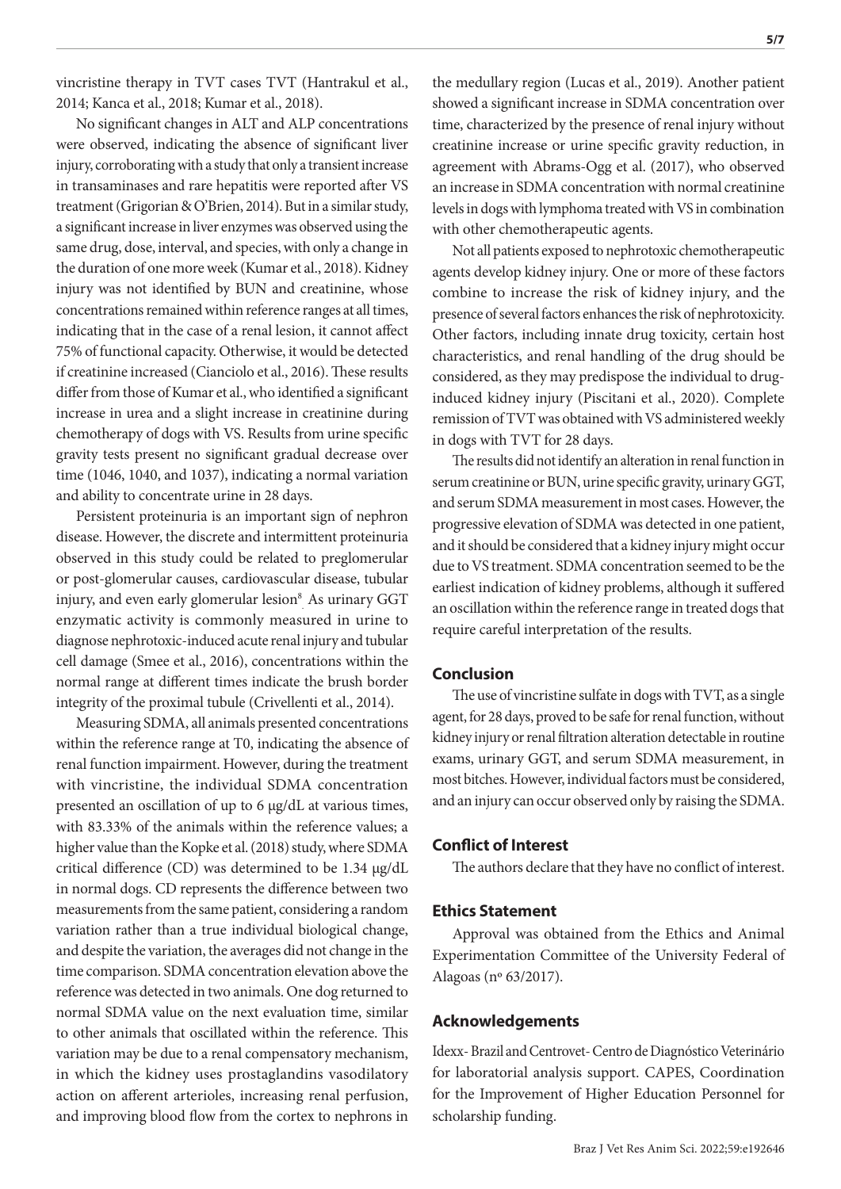vincristine therapy in TVT cases TVT (Hantrakul et al., 2014; Kanca et al., 2018; Kumar et al., 2018).

No significant changes in ALT and ALP concentrations were observed, indicating the absence of significant liver injury, corroborating with a study that only a transient increase in transaminases and rare hepatitis were reported after VS treatment (Grigorian & O'Brien, 2014). But in a similar study, a significant increase in liver enzymes was observed using the same drug, dose, interval, and species, with only a change in the duration of one more week (Kumar et al., 2018). Kidney injury was not identified by BUN and creatinine, whose concentrations remained within reference ranges at all times, indicating that in the case of a renal lesion, it cannot affect 75% of functional capacity. Otherwise, it would be detected if creatinine increased (Cianciolo et al., 2016). These results differ from those of Kumar et al., who identified a significant increase in urea and a slight increase in creatinine during chemotherapy of dogs with VS. Results from urine specific gravity tests present no significant gradual decrease over time (1046, 1040, and 1037), indicating a normal variation and ability to concentrate urine in 28 days.

Persistent proteinuria is an important sign of nephron disease. However, the discrete and intermittent proteinuria observed in this study could be related to preglomerular or post-glomerular causes, cardiovascular disease, tubular injury, and even early glomerular lesion[8]. As urinary GGT enzymatic activity is commonly measured in urine to diagnose nephrotoxic-induced acute renal injury and tubular cell damage (Smee et al., 2016), concentrations within the normal range at different times indicate the brush border integrity of the proximal tubule (Crivellenti et al., 2014).

Measuring SDMA, all animals presented concentrations within the reference range at T0, indicating the absence of renal function impairment. However, during the treatment with vincristine, the individual SDMA concentration presented an oscillation of up to 6 μg/dL at various times, with 83.33% of the animals within the reference values; a higher value than the Kopke et al. (2018) study, where SDMA critical difference (CD) was determined to be 1.34 μg/dL in normal dogs. CD represents the difference between two measurements from the same patient, considering a random variation rather than a true individual biological change, and despite the variation, the averages did not change in the time comparison. SDMA concentration elevation above the reference was detected in two animals. One dog returned to normal SDMA value on the next evaluation time, similar to other animals that oscillated within the reference. This variation may be due to a renal compensatory mechanism, in which the kidney uses prostaglandins vasodilatory action on afferent arterioles, increasing renal perfusion, and improving blood flow from the cortex to nephrons in the medullary region (Lucas et al., 2019). Another patient showed a significant increase in SDMA concentration over time, characterized by the presence of renal injury without creatinine increase or urine specific gravity reduction, in agreement with Abrams-Ogg et al. (2017), who observed an increase in SDMA concentration with normal creatinine levels in dogs with lymphoma treated with VS in combination with other chemotherapeutic agents.

Not all patients exposed to nephrotoxic chemotherapeutic agents develop kidney injury. One or more of these factors combine to increase the risk of kidney injury, and the presence of several factors enhances the risk of nephrotoxicity. Other factors, including innate drug toxicity, certain host characteristics, and renal handling of the drug should be considered, as they may predispose the individual to drug-induced kidney injury (Piscitani et al., 2020). Complete remission of TVT was obtained with VS administered weekly in dogs with TVT for 28 days.

The results did not identify an alteration in renal function in serum creatinine or BUN, urine specific gravity, urinary GGT, and serum SDMA measurement in most cases. However, the progressive elevation of SDMA was detected in one patient, and it should be considered that a kidney injury might occur due to VS treatment. SDMA concentration seemed to be the earliest indication of kidney problems, although it suffered an oscillation within the reference range in treated dogs that require careful interpretation of the results.

## Conclusion

The use of vincristine sulfate in dogs with TVT, as a single agent, for 28 days, proved to be safe for renal function, without kidney injury or renal filtration alteration detectable in routine exams, urinary GGT, and serum SDMA measurement, in most bitches. However, individual factors must be considered, and an injury can occur observed only by raising the SDMA.

## Conflict of Interest

The authors declare that they have no conflict of interest.

## Ethics Statement

Approval was obtained from the Ethics and Animal Experimentation Committee of the University Federal of Alagoas (nº 63/2017).

## Acknowledgements

Idexx- Brazil and Centrovet- Centro de Diagnóstico Veterinário for laboratorial analysis support. CAPES, Coordination for the Improvement of Higher Education Personnel for scholarship funding.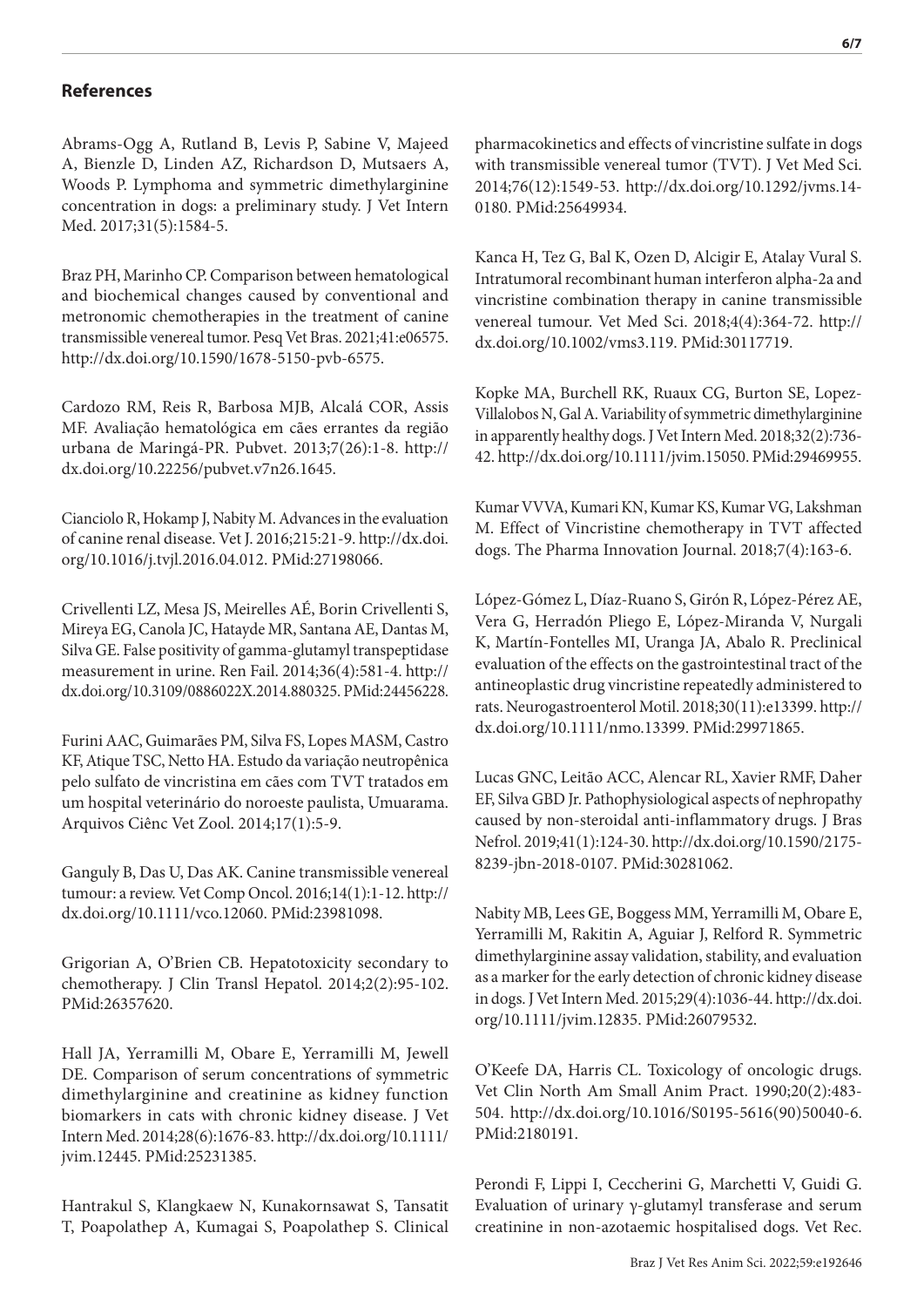## References

Abrams-Ogg A, Rutland B, Levis P, Sabine V, Majeed A, Bienzle D, Linden AZ, Richardson D, Mutsaers A, Woods P. Lymphoma and symmetric dimethylarginine concentration in dogs: a preliminary study. J Vet Intern Med. 2017;31(5):1584-5.

Braz PH, Marinho CP. Comparison between hematological and biochemical changes caused by conventional and metronomic chemotherapies in the treatment of canine transmissible venereal tumor. Pesq Vet Bras. 2021;41:e06575. http://dx.doi.org/10.1590/1678-5150-pvb-6575.

Cardozo RM, Reis R, Barbosa MJB, Alcalá COR, Assis MF. Avaliação hematológica em cães errantes da região urbana de Maringá-PR. Pubvet. 2013;7(26):1-8. http://dx.doi.org/10.22256/pubvet.v7n26.1645.

Cianciolo R, Hokamp J, Nabity M. Advances in the evaluation of canine renal disease. Vet J. 2016;215:21-9. http://dx.doi.org/10.1016/j.tvjl.2016.04.012. PMid:27198066.

Crivellenti LZ, Mesa JS, Meirelles AÉ, Borin Crivellenti S, Mireya EG, Canola JC, Hatayde MR, Santana AE, Dantas M, Silva GE. False positivity of gamma-glutamyl transpeptidase measurement in urine. Ren Fail. 2014;36(4):581-4. http://dx.doi.org/10.3109/0886022X.2014.880325. PMid:24456228.

Furini AAC, Guimarães PM, Silva FS, Lopes MASM, Castro KF, Atique TSC, Netto HA. Estudo da variação neutropênica pelo sulfato de vincristina em cães com TVT tratados em um hospital veterinário do noroeste paulista, Umuarama. Arquivos Ciênc Vet Zool. 2014;17(1):5-9.

Ganguly B, Das U, Das AK. Canine transmissible venereal tumour: a review. Vet Comp Oncol. 2016;14(1):1-12. http://dx.doi.org/10.1111/vco.12060. PMid:23981098.

Grigorian A, O'Brien CB. Hepatotoxicity secondary to chemotherapy. J Clin Transl Hepatol. 2014;2(2):95-102. PMid:26357620.

Hall JA, Yerramilli M, Obare E, Yerramilli M, Jewell DE. Comparison of serum concentrations of symmetric dimethylarginine and creatinine as kidney function biomarkers in cats with chronic kidney disease. J Vet Intern Med. 2014;28(6):1676-83. http://dx.doi.org/10.1111/jvim.12445. PMid:25231385.

Hantrakul S, Klangkaew N, Kunakornsawat S, Tansatit T, Poapolathep A, Kumagai S, Poapolathep S. Clinical pharmacokinetics and effects of vincristine sulfate in dogs with transmissible venereal tumor (TVT). J Vet Med Sci. 2014;76(12):1549-53. http://dx.doi.org/10.1292/jvms.14-0180. PMid:25649934.

Kanca H, Tez G, Bal K, Ozen D, Alcigir E, Atalay Vural S. Intratumoral recombinant human interferon alpha-2a and vincristine combination therapy in canine transmissible venereal tumour. Vet Med Sci. 2018;4(4):364-72. http://dx.doi.org/10.1002/vms3.119. PMid:30117719.

Kopke MA, Burchell RK, Ruaux CG, Burton SE, Lopez-Villalobos N, Gal A. Variability of symmetric dimethylarginine in apparently healthy dogs. J Vet Intern Med. 2018;32(2):736-42. http://dx.doi.org/10.1111/jvim.15050. PMid:29469955.

Kumar VVVA, Kumari KN, Kumar KS, Kumar VG, Lakshman M. Effect of Vincristine chemotherapy in TVT affected dogs. The Pharma Innovation Journal. 2018;7(4):163-6.

López-Gómez L, Díaz-Ruano S, Girón R, López-Pérez AE, Vera G, Herradón Pliego E, López-Miranda V, Nurgali K, Martín-Fontelles MI, Uranga JA, Abalo R. Preclinical evaluation of the effects on the gastrointestinal tract of the antineoplastic drug vincristine repeatedly administered to rats. Neurogastroenterol Motil. 2018;30(11):e13399. http://dx.doi.org/10.1111/nmo.13399. PMid:29971865.

Lucas GNC, Leitão ACC, Alencar RL, Xavier RMF, Daher EF, Silva GBD Jr. Pathophysiological aspects of nephropathy caused by non-steroidal anti-inflammatory drugs. J Bras Nefrol. 2019;41(1):124-30. http://dx.doi.org/10.1590/2175-8239-jbn-2018-0107. PMid:30281062.

Nabity MB, Lees GE, Boggess MM, Yerramilli M, Obare E, Yerramilli M, Rakitin A, Aguiar J, Relford R. Symmetric dimethylarginine assay validation, stability, and evaluation as a marker for the early detection of chronic kidney disease in dogs. J Vet Intern Med. 2015;29(4):1036-44. http://dx.doi.org/10.1111/jvim.12835. PMid:26079532.

O'Keefe DA, Harris CL. Toxicology of oncologic drugs. Vet Clin North Am Small Anim Pract. 1990;20(2):483-504. http://dx.doi.org/10.1016/S0195-5616(90)50040-6. PMid:2180191.

Perondi F, Lippi I, Ceccherini G, Marchetti V, Guidi G. Evaluation of urinary γ-glutamyl transferase and serum creatinine in non-azotaemic hospitalised dogs. Vet Rec.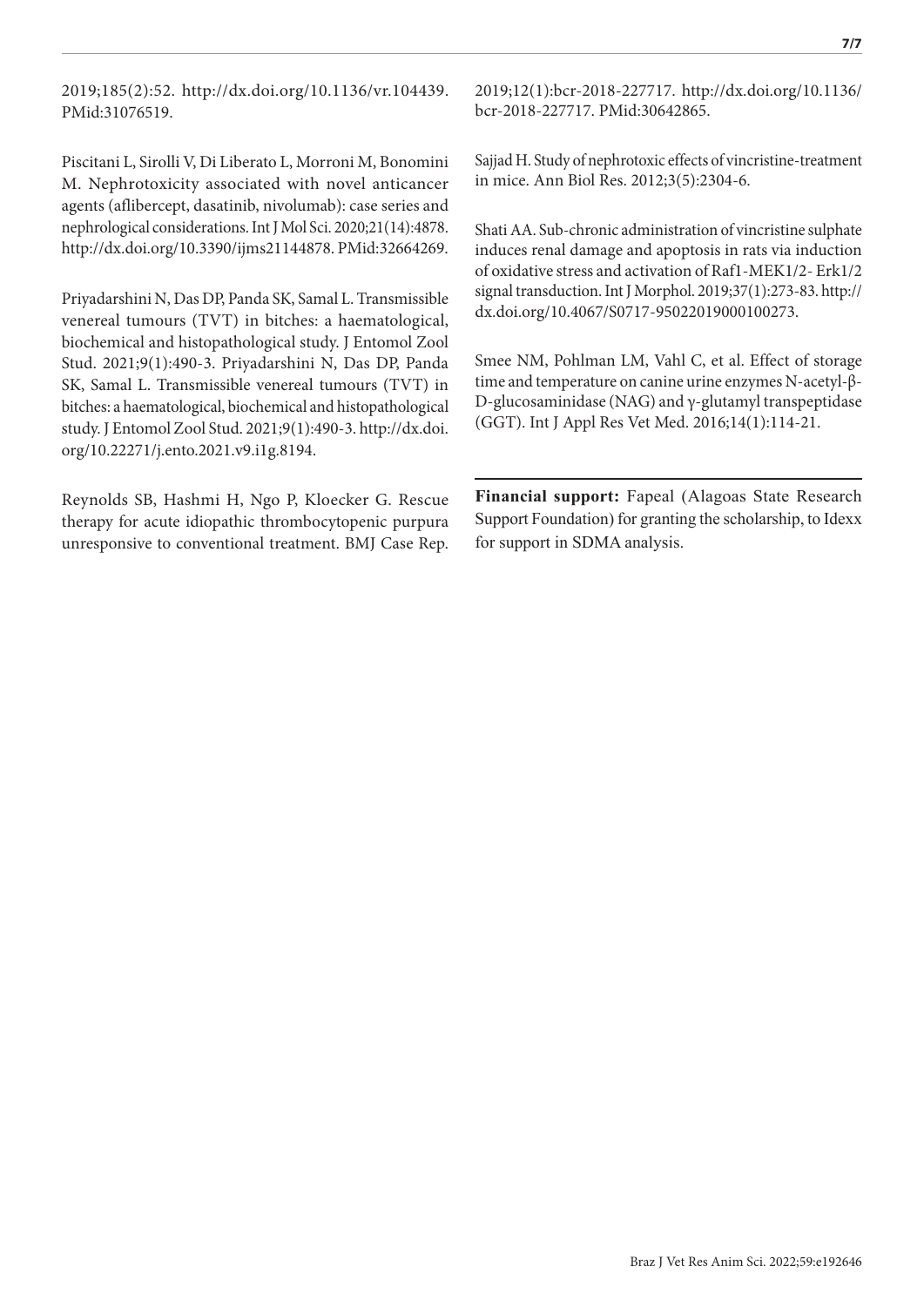2019;185(2):52. http://dx.doi.org/10.1136/vr.104439. PMid:31076519.

Piscitani L, Sirolli V, Di Liberato L, Morroni M, Bonomini M. Nephrotoxicity associated with novel anticancer agents (aflibercept, dasatinib, nivolumab): case series and nephrological considerations. Int J Mol Sci. 2020;21(14):4878. http://dx.doi.org/10.3390/ijms21144878. PMid:32664269.

Priyadarshini N, Das DP, Panda SK, Samal L. Transmissible venereal tumours (TVT) in bitches: a haematological, biochemical and histopathological study. J Entomol Zool Stud. 2021;9(1):490-3. Priyadarshini N, Das DP, Panda SK, Samal L. Transmissible venereal tumours (TVT) in bitches: a haematological, biochemical and histopathological study. J Entomol Zool Stud. 2021;9(1):490-3. http://dx.doi.org/10.22271/j.ento.2021.v9.i1g.8194.

Reynolds SB, Hashmi H, Ngo P, Kloecker G. Rescue therapy for acute idiopathic thrombocytopenic purpura unresponsive to conventional treatment. BMJ Case Rep. 2019;12(1):bcr-2018-227717. http://dx.doi.org/10.1136/bcr-2018-227717. PMid:30642865.

Sajjad H. Study of nephrotoxic effects of vincristine-treatment in mice. Ann Biol Res. 2012;3(5):2304-6.

Shati AA. Sub-chronic administration of vincristine sulphate induces renal damage and apoptosis in rats via induction of oxidative stress and activation of Raf1-MEK1/2- Erk1/2 signal transduction. Int J Morphol. 2019;37(1):273-83. http://dx.doi.org/10.4067/S0717-95022019000100273.

Smee NM, Pohlman LM, Vahl C, et al. Effect of storage time and temperature on canine urine enzymes N-acetyl-β-D-glucosaminidase (NAG) and γ-glutamyl transpeptidase (GGT). Int J Appl Res Vet Med. 2016;14(1):114-21.

**Financial support:** Fapeal (Alagoas State Research Support Foundation) for granting the scholarship, to Idexx for support in SDMA analysis.